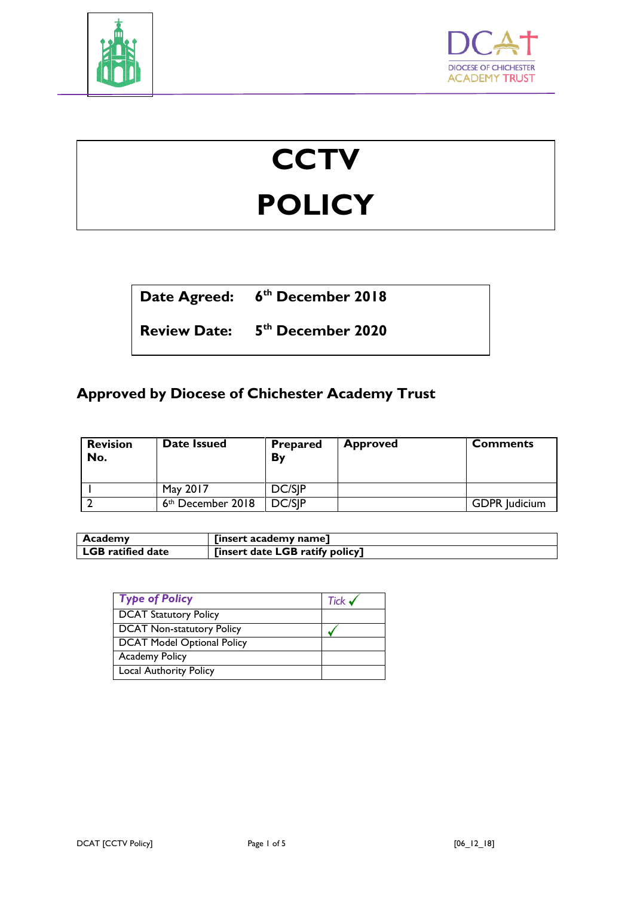# CCTV POLICY

| **Date Agreed:** | **6th December 2018** |
| --- | --- |
| **Review Date:** | **5th December 2020** |

## Approved by Diocese of Chichester Academy Trust

| Revision No. | Date Issued | Prepared By | Approved | Comments |
| --- | --- | --- | --- | --- |
| 1 | May 2017 | DC/SJP | | |
| 2 | 6th December 2018 | DC/SJP | | GDPR Judicium |

| **Academy** | **[insert academy name]** |
| --- | --- |
| **LGB ratified date** | **[insert date LGB ratify policy]** |

| *Type of Policy* | *Tick* ✓ |
| --- | --- |
| DCAT Statutory Policy | |
| DCAT Non-statutory Policy | ✓ |
| DCAT Model Optional Policy | |
| Academy Policy | |
| Local Authority Policy | |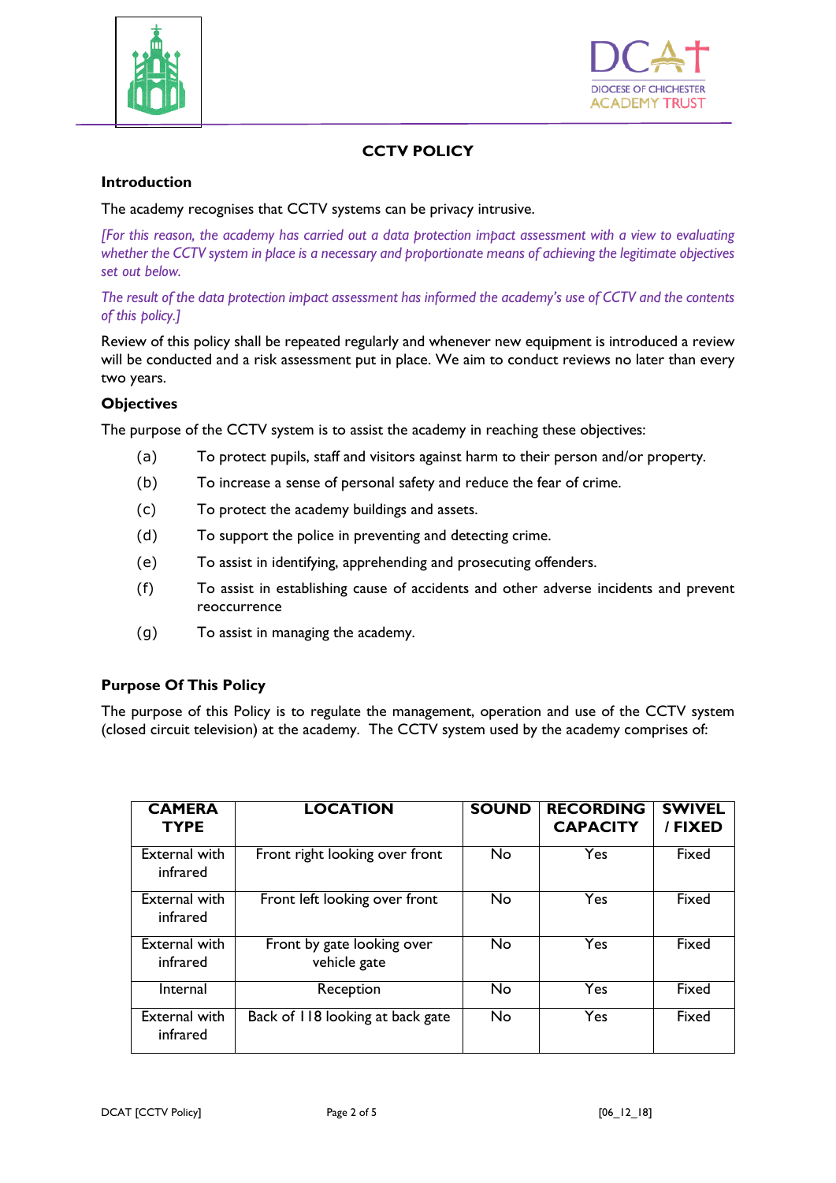## CCTV POLICY

### Introduction

The academy recognises that CCTV systems can be privacy intrusive.

*[For this reason, the academy has carried out a data protection impact assessment with a view to evaluating whether the CCTV system in place is a necessary and proportionate means of achieving the legitimate objectives set out below.*

*The result of the data protection impact assessment has informed the academy's use of CCTV and the contents of this policy.]*

Review of this policy shall be repeated regularly and whenever new equipment is introduced a review will be conducted and a risk assessment put in place. We aim to conduct reviews no later than every two years.

### Objectives

The purpose of the CCTV system is to assist the academy in reaching these objectives:

(a) To protect pupils, staff and visitors against harm to their person and/or property.

(b) To increase a sense of personal safety and reduce the fear of crime.

(c) To protect the academy buildings and assets.

(d) To support the police in preventing and detecting crime.

(e) To assist in identifying, apprehending and prosecuting offenders.

(f) To assist in establishing cause of accidents and other adverse incidents and prevent reoccurrence

(g) To assist in managing the academy.

### Purpose Of This Policy

The purpose of this Policy is to regulate the management, operation and use of the CCTV system (closed circuit television) at the academy. The CCTV system used by the academy comprises of:

| CAMERA TYPE | LOCATION | SOUND | RECORDING CAPACITY | SWIVEL / FIXED |
|---|---|---|---|---|
| External with infrared | Front right looking over front | No | Yes | Fixed |
| External with infrared | Front left looking over front | No | Yes | Fixed |
| External with infrared | Front by gate looking over vehicle gate | No | Yes | Fixed |
| Internal | Reception | No | Yes | Fixed |
| External with infrared | Back of 118 looking at back gate | No | Yes | Fixed |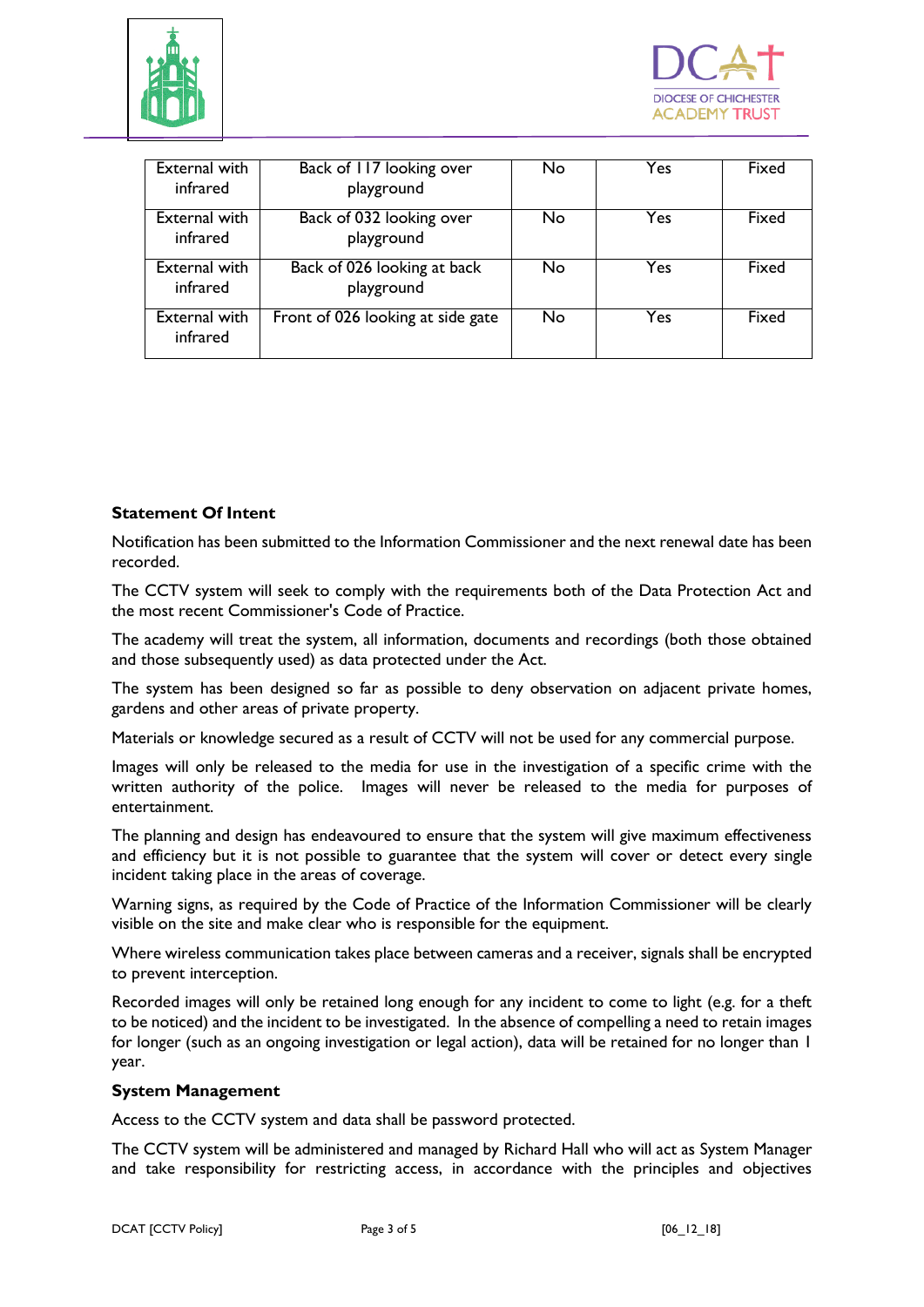| External with infrared | Back of 117 looking over playground | No | Yes | Fixed |
|---|---|---|---|---|
| External with infrared | Back of 032 looking over playground | No | Yes | Fixed |
| External with infrared | Back of 026 looking at back playground | No | Yes | Fixed |
| External with infrared | Front of 026 looking at side gate | No | Yes | Fixed |

**Statement Of Intent**

Notification has been submitted to the Information Commissioner and the next renewal date has been recorded.

The CCTV system will seek to comply with the requirements both of the Data Protection Act and the most recent Commissioner's Code of Practice.

The academy will treat the system, all information, documents and recordings (both those obtained and those subsequently used) as data protected under the Act.

The system has been designed so far as possible to deny observation on adjacent private homes, gardens and other areas of private property.

Materials or knowledge secured as a result of CCTV will not be used for any commercial purpose.

Images will only be released to the media for use in the investigation of a specific crime with the written authority of the police. Images will never be released to the media for purposes of entertainment.

The planning and design has endeavoured to ensure that the system will give maximum effectiveness and efficiency but it is not possible to guarantee that the system will cover or detect every single incident taking place in the areas of coverage.

Warning signs, as required by the Code of Practice of the Information Commissioner will be clearly visible on the site and make clear who is responsible for the equipment.

Where wireless communication takes place between cameras and a receiver, signals shall be encrypted to prevent interception.

Recorded images will only be retained long enough for any incident to come to light (e.g. for a theft to be noticed) and the incident to be investigated. In the absence of compelling a need to retain images for longer (such as an ongoing investigation or legal action), data will be retained for no longer than 1 year.

**System Management**

Access to the CCTV system and data shall be password protected.

The CCTV system will be administered and managed by Richard Hall who will act as System Manager and take responsibility for restricting access, in accordance with the principles and objectives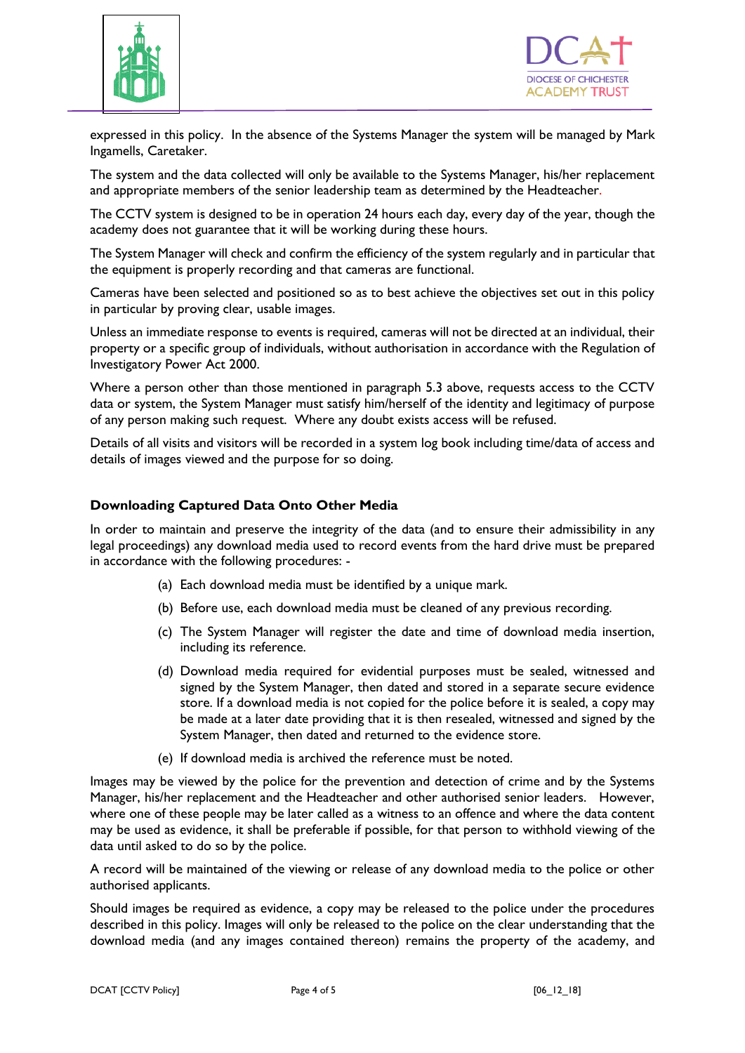expressed in this policy. In the absence of the Systems Manager the system will be managed by Mark Ingamells, Caretaker.

The system and the data collected will only be available to the Systems Manager, his/her replacement and appropriate members of the senior leadership team as determined by the Headteacher.

The CCTV system is designed to be in operation 24 hours each day, every day of the year, though the academy does not guarantee that it will be working during these hours.

The System Manager will check and confirm the efficiency of the system regularly and in particular that the equipment is properly recording and that cameras are functional.

Cameras have been selected and positioned so as to best achieve the objectives set out in this policy in particular by proving clear, usable images.

Unless an immediate response to events is required, cameras will not be directed at an individual, their property or a specific group of individuals, without authorisation in accordance with the Regulation of Investigatory Power Act 2000.

Where a person other than those mentioned in paragraph 5.3 above, requests access to the CCTV data or system, the System Manager must satisfy him/herself of the identity and legitimacy of purpose of any person making such request. Where any doubt exists access will be refused.

Details of all visits and visitors will be recorded in a system log book including time/data of access and details of images viewed and the purpose for so doing.

### Downloading Captured Data Onto Other Media

In order to maintain and preserve the integrity of the data (and to ensure their admissibility in any legal proceedings) any download media used to record events from the hard drive must be prepared in accordance with the following procedures: -

(a) Each download media must be identified by a unique mark.

(b) Before use, each download media must be cleaned of any previous recording.

(c) The System Manager will register the date and time of download media insertion, including its reference.

(d) Download media required for evidential purposes must be sealed, witnessed and signed by the System Manager, then dated and stored in a separate secure evidence store. If a download media is not copied for the police before it is sealed, a copy may be made at a later date providing that it is then resealed, witnessed and signed by the System Manager, then dated and returned to the evidence store.

(e) If download media is archived the reference must be noted.

Images may be viewed by the police for the prevention and detection of crime and by the Systems Manager, his/her replacement and the Headteacher and other authorised senior leaders. However, where one of these people may be later called as a witness to an offence and where the data content may be used as evidence, it shall be preferable if possible, for that person to withhold viewing of the data until asked to do so by the police.

A record will be maintained of the viewing or release of any download media to the police or other authorised applicants.

Should images be required as evidence, a copy may be released to the police under the procedures described in this policy. Images will only be released to the police on the clear understanding that the download media (and any images contained thereon) remains the property of the academy, and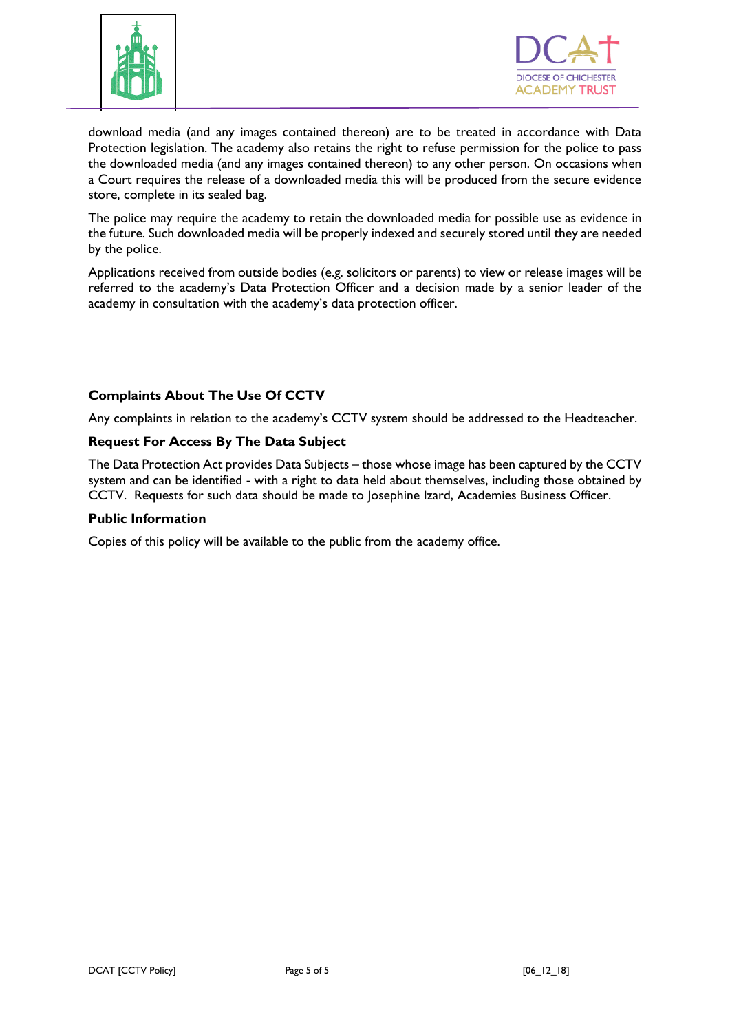download media (and any images contained thereon) are to be treated in accordance with Data Protection legislation. The academy also retains the right to refuse permission for the police to pass the downloaded media (and any images contained thereon) to any other person. On occasions when a Court requires the release of a downloaded media this will be produced from the secure evidence store, complete in its sealed bag.

The police may require the academy to retain the downloaded media for possible use as evidence in the future. Such downloaded media will be properly indexed and securely stored until they are needed by the police.

Applications received from outside bodies (e.g. solicitors or parents) to view or release images will be referred to the academy's Data Protection Officer and a decision made by a senior leader of the academy in consultation with the academy's data protection officer.

**Complaints About The Use Of CCTV**

Any complaints in relation to the academy's CCTV system should be addressed to the Headteacher.

**Request For Access By The Data Subject**

The Data Protection Act provides Data Subjects – those whose image has been captured by the CCTV system and can be identified - with a right to data held about themselves, including those obtained by CCTV. Requests for such data should be made to Josephine Izard, Academies Business Officer.

**Public Information**

Copies of this policy will be available to the public from the academy office.